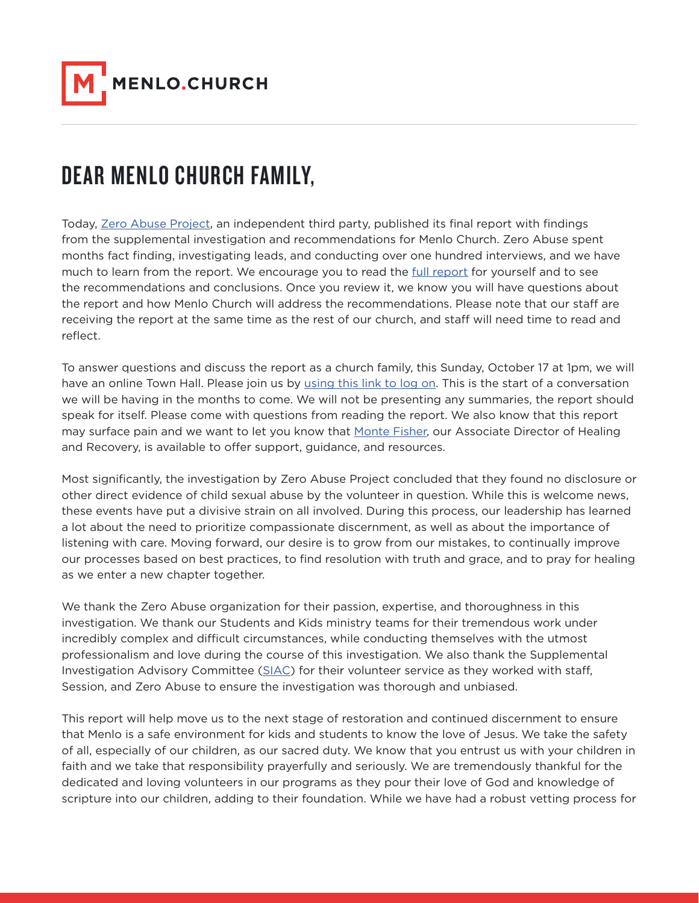MENLO.CHURCH

# DEAR MENLO CHURCH FAMILY,

Today, Zero Abuse Project, an independent third party, published its final report with findings from the supplemental investigation and recommendations for Menlo Church. Zero Abuse spent months fact finding, investigating leads, and conducting over one hundred interviews, and we have much to learn from the report. We encourage you to read the full report for yourself and to see the recommendations and conclusions. Once you review it, we know you will have questions about the report and how Menlo Church will address the recommendations. Please note that our staff are receiving the report at the same time as the rest of our church, and staff will need time to read and reflect.

To answer questions and discuss the report as a church family, this Sunday, October 17 at 1pm, we will have an online Town Hall. Please join us by using this link to log on. This is the start of a conversation we will be having in the months to come. We will not be presenting any summaries, the report should speak for itself. Please come with questions from reading the report. We also know that this report may surface pain and we want to let you know that Monte Fisher, our Associate Director of Healing and Recovery, is available to offer support, guidance, and resources.

Most significantly, the investigation by Zero Abuse Project concluded that they found no disclosure or other direct evidence of child sexual abuse by the volunteer in question. While this is welcome news, these events have put a divisive strain on all involved. During this process, our leadership has learned a lot about the need to prioritize compassionate discernment, as well as about the importance of listening with care. Moving forward, our desire is to grow from our mistakes, to continually improve our processes based on best practices, to find resolution with truth and grace, and to pray for healing as we enter a new chapter together.

We thank the Zero Abuse organization for their passion, expertise, and thoroughness in this investigation. We thank our Students and Kids ministry teams for their tremendous work under incredibly complex and difficult circumstances, while conducting themselves with the utmost professionalism and love during the course of this investigation. We also thank the Supplemental Investigation Advisory Committee (SIAC) for their volunteer service as they worked with staff, Session, and Zero Abuse to ensure the investigation was thorough and unbiased.

This report will help move us to the next stage of restoration and continued discernment to ensure that Menlo is a safe environment for kids and students to know the love of Jesus. We take the safety of all, especially of our children, as our sacred duty. We know that you entrust us with your children in faith and we take that responsibility prayerfully and seriously. We are tremendously thankful for the dedicated and loving volunteers in our programs as they pour their love of God and knowledge of scripture into our children, adding to their foundation. While we have had a robust vetting process for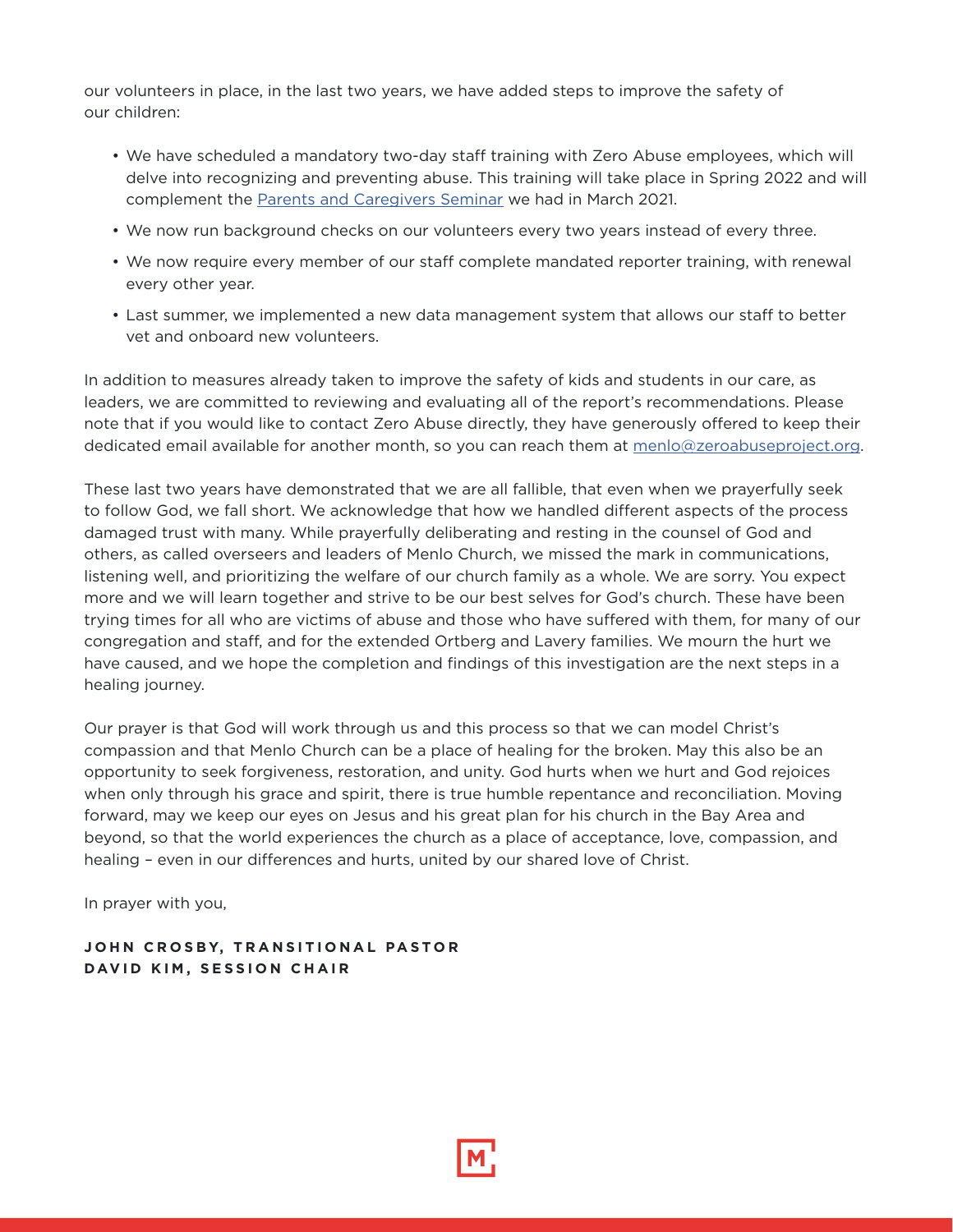our volunteers in place, in the last two years, we have added steps to improve the safety of our children:

- We have scheduled a mandatory two-day staff training with Zero Abuse employees, which will delve into recognizing and preventing abuse. This training will take place in Spring 2022 and will complement the Parents and Caregivers Seminar we had in March 2021.
- We now run background checks on our volunteers every two years instead of every three.
- We now require every member of our staff complete mandated reporter training, with renewal every other year.
- Last summer, we implemented a new data management system that allows our staff to better vet and onboard new volunteers.

In addition to measures already taken to improve the safety of kids and students in our care, as leaders, we are committed to reviewing and evaluating all of the report's recommendations. Please note that if you would like to contact Zero Abuse directly, they have generously offered to keep their dedicated email available for another month, so you can reach them at menlo@zeroabuseproject.org.

These last two years have demonstrated that we are all fallible, that even when we prayerfully seek to follow God, we fall short. We acknowledge that how we handled different aspects of the process damaged trust with many. While prayerfully deliberating and resting in the counsel of God and others, as called overseers and leaders of Menlo Church, we missed the mark in communications, listening well, and prioritizing the welfare of our church family as a whole. We are sorry. You expect more and we will learn together and strive to be our best selves for God's church. These have been trying times for all who are victims of abuse and those who have suffered with them, for many of our congregation and staff, and for the extended Ortberg and Lavery families. We mourn the hurt we have caused, and we hope the completion and findings of this investigation are the next steps in a healing journey.

Our prayer is that God will work through us and this process so that we can model Christ's compassion and that Menlo Church can be a place of healing for the broken. May this also be an opportunity to seek forgiveness, restoration, and unity. God hurts when we hurt and God rejoices when only through his grace and spirit, there is true humble repentance and reconciliation. Moving forward, may we keep our eyes on Jesus and his great plan for his church in the Bay Area and beyond, so that the world experiences the church as a place of acceptance, love, compassion, and healing – even in our differences and hurts, united by our shared love of Christ.

In prayer with you,

**JOHN CROSBY, TRANSITIONAL PASTOR**
**DAVID KIM, SESSION CHAIR**